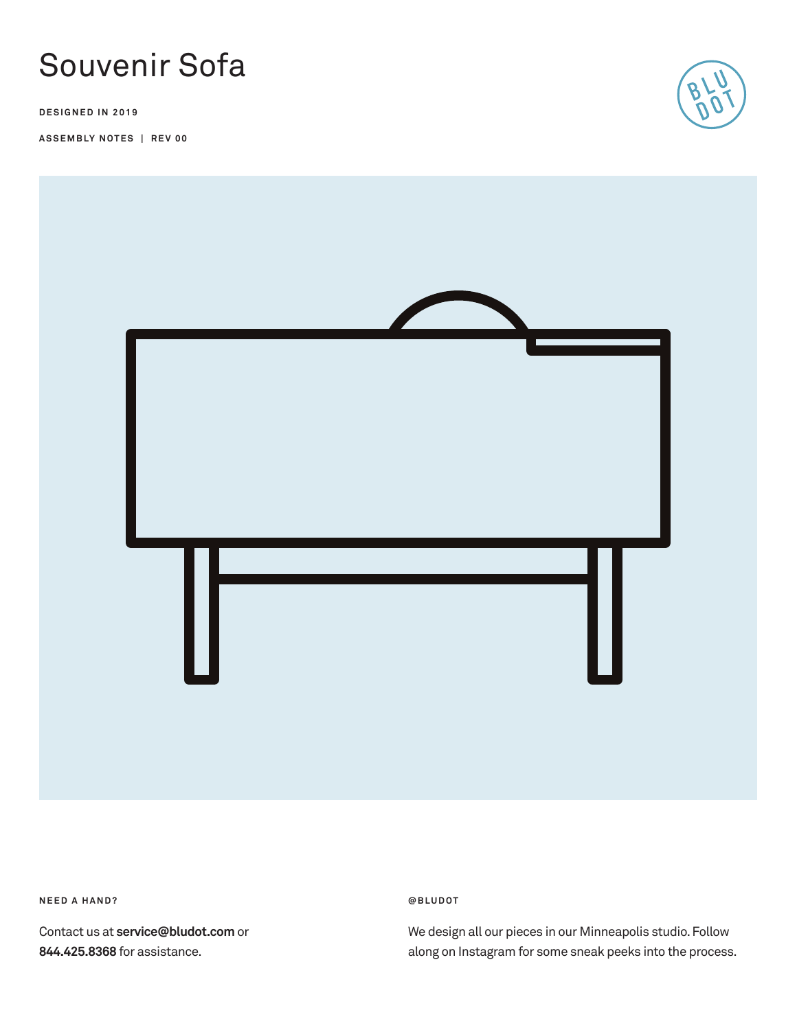# Souvenir Sofa

**DESIGNED IN 2019**

**ASSEMBLY NOTES | REV 00**

**NEED A HAND?**

Contact us at **service@bludot.com** or **844.425.8368** for assistance.

**@BLUDOT**

We design all our pieces in our Minneapolis studio. Follow along on Instagram for some sneak peeks into the process.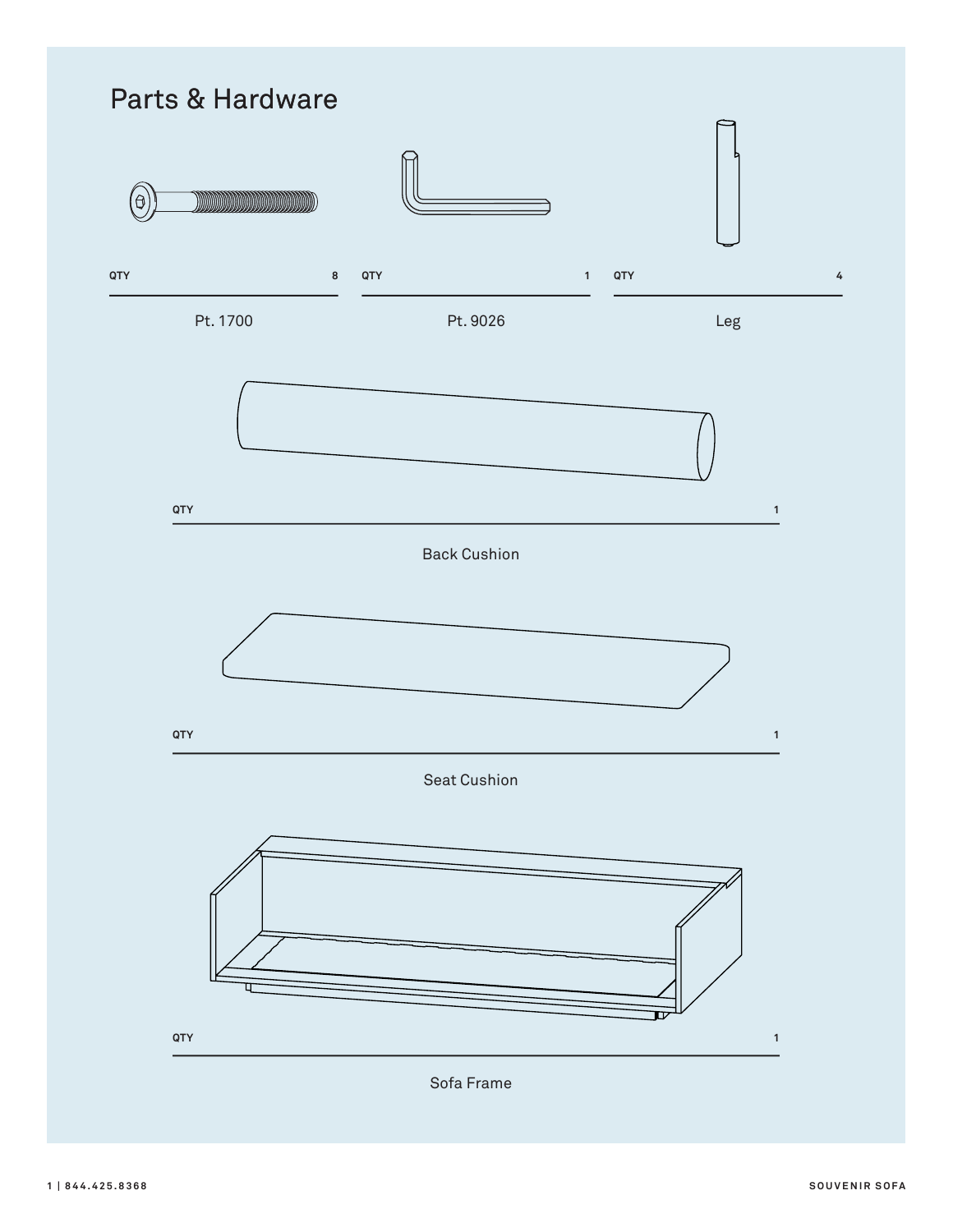## Parts & Hardware

QTY 8

Pt. 1700

QTY 1

Pt. 9026

QTY 4

Leg

QTY 1

Back Cushion

QTY 1

Seat Cushion

QTY 1

Sofa Frame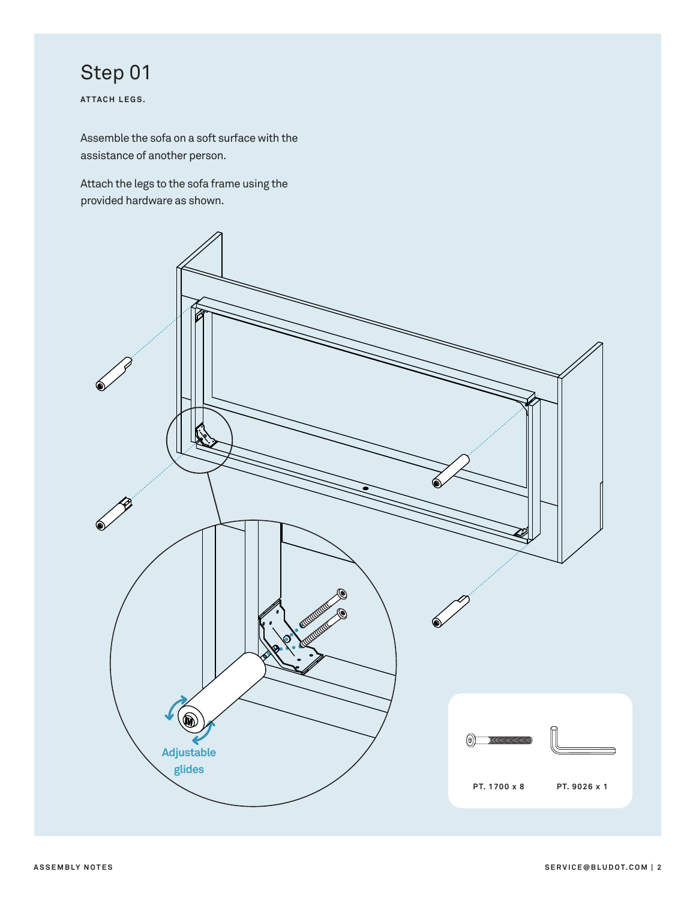# Step 01

**ATTACH LEGS.**

Assemble the sofa on a soft surface with the assistance of another person.

Attach the legs to the sofa frame using the provided hardware as shown.

Adjustable glides

PT. 1700 x 8

PT. 9026 x 1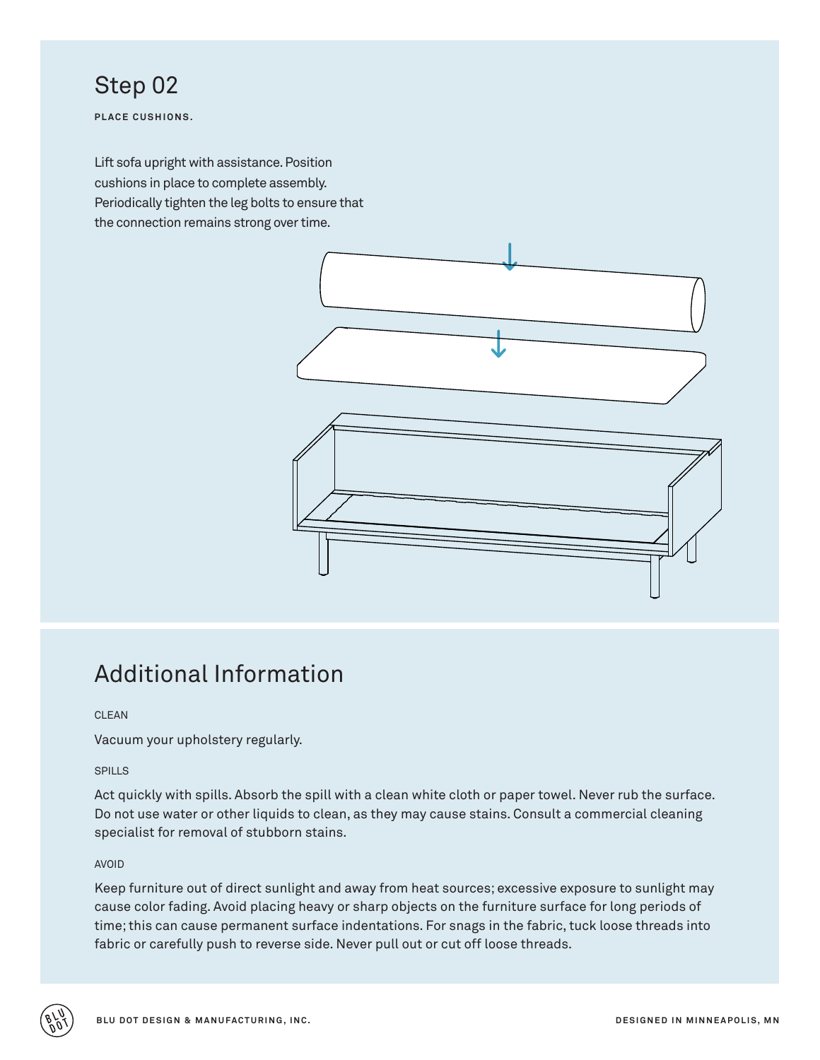## Step 02

**PLACE CUSHIONS.**

Lift sofa upright with assistance. Position cushions in place to complete assembly. Periodically tighten the leg bolts to ensure that the connection remains strong over time.

## Additional Information

CLEAN

Vacuum your upholstery regularly.

SPILLS

Act quickly with spills. Absorb the spill with a clean white cloth or paper towel. Never rub the surface. Do not use water or other liquids to clean, as they may cause stains. Consult a commercial cleaning specialist for removal of stubborn stains.

AVOID

Keep furniture out of direct sunlight and away from heat sources; excessive exposure to sunlight may cause color fading. Avoid placing heavy or sharp objects on the furniture surface for long periods of time; this can cause permanent surface indentations. For snags in the fabric, tuck loose threads into fabric or carefully push to reverse side. Never pull out or cut off loose threads.